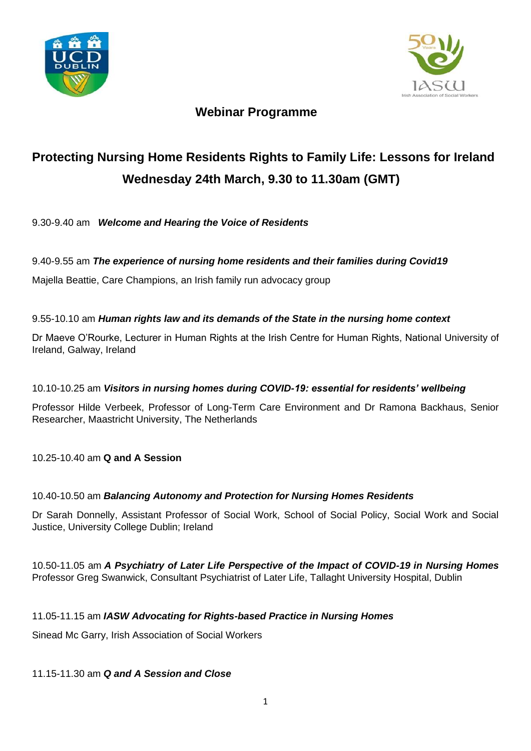## Webinar Programme

# Protecting Nursing Home Residents Rights to Family Life: Lessons for Ireland

## Wednesday 24th March, 9.30 to 11.30am (GMT)

9.30-9.40 am ***Welcome and Hearing the Voice of Residents***

9.40-9.55 am ***The experience of nursing home residents and their families during Covid19***

Majella Beattie, Care Champions, an Irish family run advocacy group

9.55-10.10 am ***Human rights law and its demands of the State in the nursing home context***

Dr Maeve O'Rourke, Lecturer in Human Rights at the Irish Centre for Human Rights, National University of Ireland, Galway, Ireland

10.10-10.25 am ***Visitors in nursing homes during COVID-19: essential for residents' wellbeing***

Professor Hilde Verbeek, Professor of Long-Term Care Environment and Dr Ramona Backhaus, Senior Researcher, Maastricht University, The Netherlands

10.25-10.40 am **Q and A Session**

10.40-10.50 am ***Balancing Autonomy and Protection for Nursing Homes Residents***

Dr Sarah Donnelly, Assistant Professor of Social Work, School of Social Policy, Social Work and Social Justice, University College Dublin; Ireland

10.50-11.05 am ***A Psychiatry of Later Life Perspective of the Impact of COVID-19 in Nursing Homes***
Professor Greg Swanwick, Consultant Psychiatrist of Later Life, Tallaght University Hospital, Dublin

11.05-11.15 am ***IASW Advocating for Rights-based Practice in Nursing Homes***

Sinead Mc Garry, Irish Association of Social Workers

11.15-11.30 am ***Q and A Session and Close***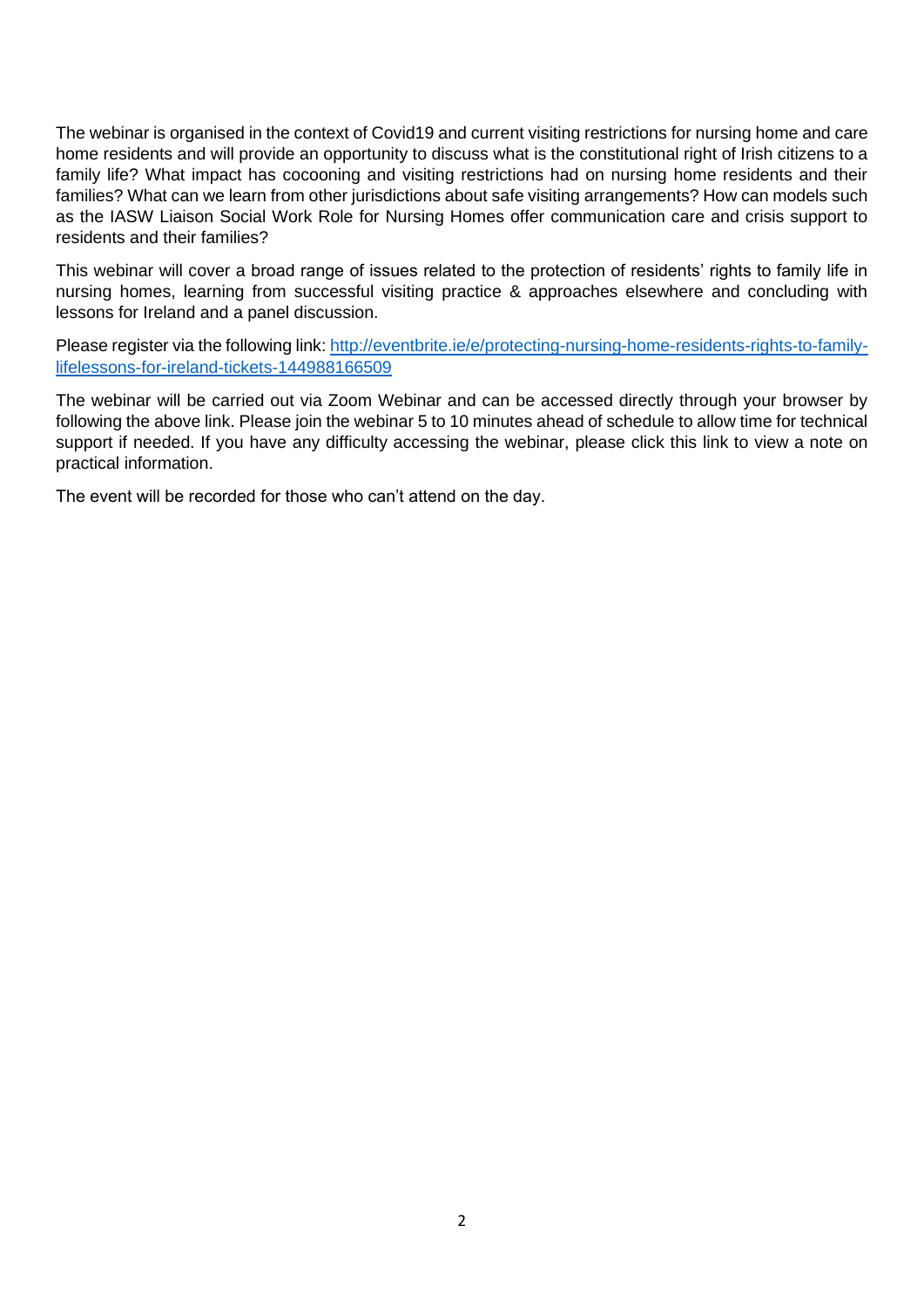The webinar is organised in the context of Covid19 and current visiting restrictions for nursing home and care home residents and will provide an opportunity to discuss what is the constitutional right of Irish citizens to a family life? What impact has cocooning and visiting restrictions had on nursing home residents and their families? What can we learn from other jurisdictions about safe visiting arrangements? How can models such as the IASW Liaison Social Work Role for Nursing Homes offer communication care and crisis support to residents and their families?

This webinar will cover a broad range of issues related to the protection of residents' rights to family life in nursing homes, learning from successful visiting practice & approaches elsewhere and concluding with lessons for Ireland and a panel discussion.

Please register via the following link: [http://eventbrite.ie/e/protecting-nursing-home-residents-rights-to-family-lifelessons-for-ireland-tickets-144988166509](http://eventbrite.ie/e/protecting-nursing-home-residents-rights-to-family-lifelessons-for-ireland-tickets-144988166509)

The webinar will be carried out via Zoom Webinar and can be accessed directly through your browser by following the above link. Please join the webinar 5 to 10 minutes ahead of schedule to allow time for technical support if needed. If you have any difficulty accessing the webinar, please click this link to view a note on practical information.

The event will be recorded for those who can't attend on the day.